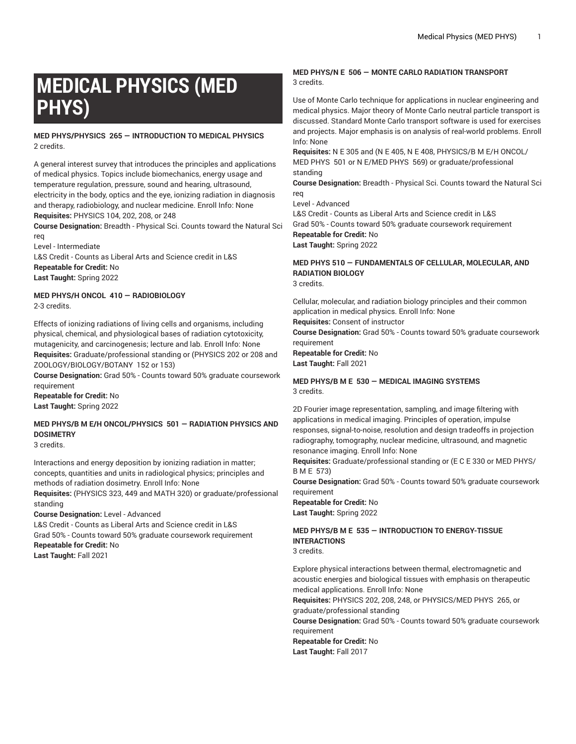# MEDICAL PHYSICS (MED PHYS)

**MED PHYS/PHYSICS 265 — INTRODUCTION TO MEDICAL PHYSICS**
2 credits.

A general interest survey that introduces the principles and applications of medical physics. Topics include biomechanics, energy usage and temperature regulation, pressure, sound and hearing, ultrasound, electricity in the body, optics and the eye, ionizing radiation in diagnosis and therapy, radiobiology, and nuclear medicine. Enroll Info: None
**Requisites:** PHYSICS 104, 202, 208, or 248
**Course Designation:** Breadth - Physical Sci. Counts toward the Natural Sci req
Level - Intermediate
L&S Credit - Counts as Liberal Arts and Science credit in L&S
**Repeatable for Credit:** No
**Last Taught:** Spring 2022

**MED PHYS/H ONCOL 410 — RADIOBIOLOGY**
2-3 credits.

Effects of ionizing radiations of living cells and organisms, including physical, chemical, and physiological bases of radiation cytotoxicity, mutagenicity, and carcinogenesis; lecture and lab. Enroll Info: None
**Requisites:** Graduate/professional standing or (PHYSICS 202 or 208 and ZOOLOGY/BIOLOGY/BOTANY 152 or 153)
**Course Designation:** Grad 50% - Counts toward 50% graduate coursework requirement
**Repeatable for Credit:** No
**Last Taught:** Spring 2022

**MED PHYS/B M E/H ONCOL/PHYSICS 501 — RADIATION PHYSICS AND DOSIMETRY**
3 credits.

Interactions and energy deposition by ionizing radiation in matter; concepts, quantities and units in radiological physics; principles and methods of radiation dosimetry. Enroll Info: None
**Requisites:** (PHYSICS 323, 449 and MATH 320) or graduate/professional standing
**Course Designation:** Level - Advanced
L&S Credit - Counts as Liberal Arts and Science credit in L&S
Grad 50% - Counts toward 50% graduate coursework requirement
**Repeatable for Credit:** No
**Last Taught:** Fall 2021

**MED PHYS/N E 506 — MONTE CARLO RADIATION TRANSPORT**
3 credits.

Use of Monte Carlo technique for applications in nuclear engineering and medical physics. Major theory of Monte Carlo neutral particle transport is discussed. Standard Monte Carlo transport software is used for exercises and projects. Major emphasis is on analysis of real-world problems. Enroll Info: None
**Requisites:** N E 305 and (N E 405, N E 408, PHYSICS/B M E/H ONCOL/MED PHYS 501 or N E/MED PHYS 569) or graduate/professional standing
**Course Designation:** Breadth - Physical Sci. Counts toward the Natural Sci req
Level - Advanced
L&S Credit - Counts as Liberal Arts and Science credit in L&S
Grad 50% - Counts toward 50% graduate coursework requirement
**Repeatable for Credit:** No
**Last Taught:** Spring 2022

**MED PHYS 510 — FUNDAMENTALS OF CELLULAR, MOLECULAR, AND RADIATION BIOLOGY**
3 credits.

Cellular, molecular, and radiation biology principles and their common application in medical physics. Enroll Info: None
**Requisites:** Consent of instructor
**Course Designation:** Grad 50% - Counts toward 50% graduate coursework requirement
**Repeatable for Credit:** No
**Last Taught:** Fall 2021

**MED PHYS/B M E 530 — MEDICAL IMAGING SYSTEMS**
3 credits.

2D Fourier image representation, sampling, and image filtering with applications in medical imaging. Principles of operation, impulse responses, signal-to-noise, resolution and design tradeoffs in projection radiography, tomography, nuclear medicine, ultrasound, and magnetic resonance imaging. Enroll Info: None
**Requisites:** Graduate/professional standing or (E C E 330 or MED PHYS/B M E 573)
**Course Designation:** Grad 50% - Counts toward 50% graduate coursework requirement
**Repeatable for Credit:** No
**Last Taught:** Spring 2022

**MED PHYS/B M E 535 — INTRODUCTION TO ENERGY-TISSUE INTERACTIONS**
3 credits.

Explore physical interactions between thermal, electromagnetic and acoustic energies and biological tissues with emphasis on therapeutic medical applications. Enroll Info: None
**Requisites:** PHYSICS 202, 208, 248, or PHYSICS/MED PHYS 265, or graduate/professional standing
**Course Designation:** Grad 50% - Counts toward 50% graduate coursework requirement
**Repeatable for Credit:** No
**Last Taught:** Fall 2017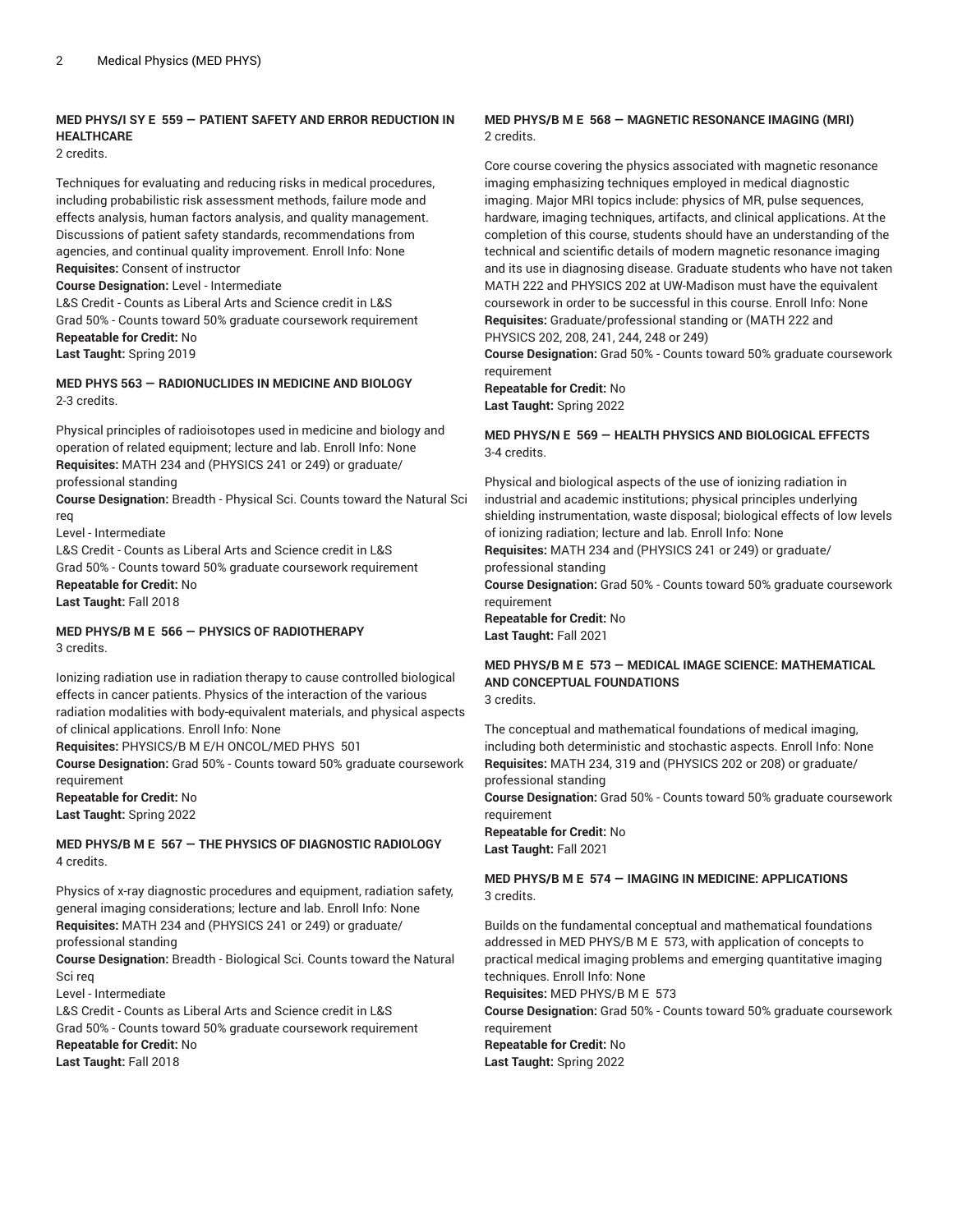### MED PHYS/I SY E 559 — PATIENT SAFETY AND ERROR REDUCTION IN HEALTHCARE

2 credits.

Techniques for evaluating and reducing risks in medical procedures, including probabilistic risk assessment methods, failure mode and effects analysis, human factors analysis, and quality management. Discussions of patient safety standards, recommendations from agencies, and continual quality improvement. Enroll Info: None

**Requisites:** Consent of instructor

**Course Designation:** Level - Intermediate
L&S Credit - Counts as Liberal Arts and Science credit in L&S
Grad 50% - Counts toward 50% graduate coursework requirement

**Repeatable for Credit:** No

**Last Taught:** Spring 2019

### MED PHYS 563 — RADIONUCLIDES IN MEDICINE AND BIOLOGY

2-3 credits.

Physical principles of radioisotopes used in medicine and biology and operation of related equipment; lecture and lab. Enroll Info: None

**Requisites:** MATH 234 and (PHYSICS 241 or 249) or graduate/professional standing

**Course Designation:** Breadth - Physical Sci. Counts toward the Natural Sci req
Level - Intermediate
L&S Credit - Counts as Liberal Arts and Science credit in L&S
Grad 50% - Counts toward 50% graduate coursework requirement

**Repeatable for Credit:** No

**Last Taught:** Fall 2018

### MED PHYS/B M E 566 — PHYSICS OF RADIOTHERAPY

3 credits.

Ionizing radiation use in radiation therapy to cause controlled biological effects in cancer patients. Physics of the interaction of the various radiation modalities with body-equivalent materials, and physical aspects of clinical applications. Enroll Info: None

**Requisites:** PHYSICS/B M E/H ONCOL/MED PHYS 501

**Course Designation:** Grad 50% - Counts toward 50% graduate coursework requirement

**Repeatable for Credit:** No

**Last Taught:** Spring 2022

### MED PHYS/B M E 567 — THE PHYSICS OF DIAGNOSTIC RADIOLOGY

4 credits.

Physics of x-ray diagnostic procedures and equipment, radiation safety, general imaging considerations; lecture and lab. Enroll Info: None

**Requisites:** MATH 234 and (PHYSICS 241 or 249) or graduate/professional standing

**Course Designation:** Breadth - Biological Sci. Counts toward the Natural Sci req
Level - Intermediate
L&S Credit - Counts as Liberal Arts and Science credit in L&S
Grad 50% - Counts toward 50% graduate coursework requirement

**Repeatable for Credit:** No

**Last Taught:** Fall 2018

### MED PHYS/B M E 568 — MAGNETIC RESONANCE IMAGING (MRI)

2 credits.

Core course covering the physics associated with magnetic resonance imaging emphasizing techniques employed in medical diagnostic imaging. Major MRI topics include: physics of MR, pulse sequences, hardware, imaging techniques, artifacts, and clinical applications. At the completion of this course, students should have an understanding of the technical and scientific details of modern magnetic resonance imaging and its use in diagnosing disease. Graduate students who have not taken MATH 222 and PHYSICS 202 at UW-Madison must have the equivalent coursework in order to be successful in this course. Enroll Info: None

**Requisites:** Graduate/professional standing or (MATH 222 and PHYSICS 202, 208, 241, 244, 248 or 249)

**Course Designation:** Grad 50% - Counts toward 50% graduate coursework requirement

**Repeatable for Credit:** No

**Last Taught:** Spring 2022

### MED PHYS/N E 569 — HEALTH PHYSICS AND BIOLOGICAL EFFECTS

3-4 credits.

Physical and biological aspects of the use of ionizing radiation in industrial and academic institutions; physical principles underlying shielding instrumentation, waste disposal; biological effects of low levels of ionizing radiation; lecture and lab. Enroll Info: None

**Requisites:** MATH 234 and (PHYSICS 241 or 249) or graduate/professional standing

**Course Designation:** Grad 50% - Counts toward 50% graduate coursework requirement

**Repeatable for Credit:** No

**Last Taught:** Fall 2021

### MED PHYS/B M E 573 — MEDICAL IMAGE SCIENCE: MATHEMATICAL AND CONCEPTUAL FOUNDATIONS

3 credits.

The conceptual and mathematical foundations of medical imaging, including both deterministic and stochastic aspects. Enroll Info: None

**Requisites:** MATH 234, 319 and (PHYSICS 202 or 208) or graduate/professional standing

**Course Designation:** Grad 50% - Counts toward 50% graduate coursework requirement

**Repeatable for Credit:** No

**Last Taught:** Fall 2021

### MED PHYS/B M E 574 — IMAGING IN MEDICINE: APPLICATIONS

3 credits.

Builds on the fundamental conceptual and mathematical foundations addressed in MED PHYS/B M E 573, with application of concepts to practical medical imaging problems and emerging quantitative imaging techniques. Enroll Info: None

**Requisites:** MED PHYS/B M E 573

**Course Designation:** Grad 50% - Counts toward 50% graduate coursework requirement

**Repeatable for Credit:** No

**Last Taught:** Spring 2022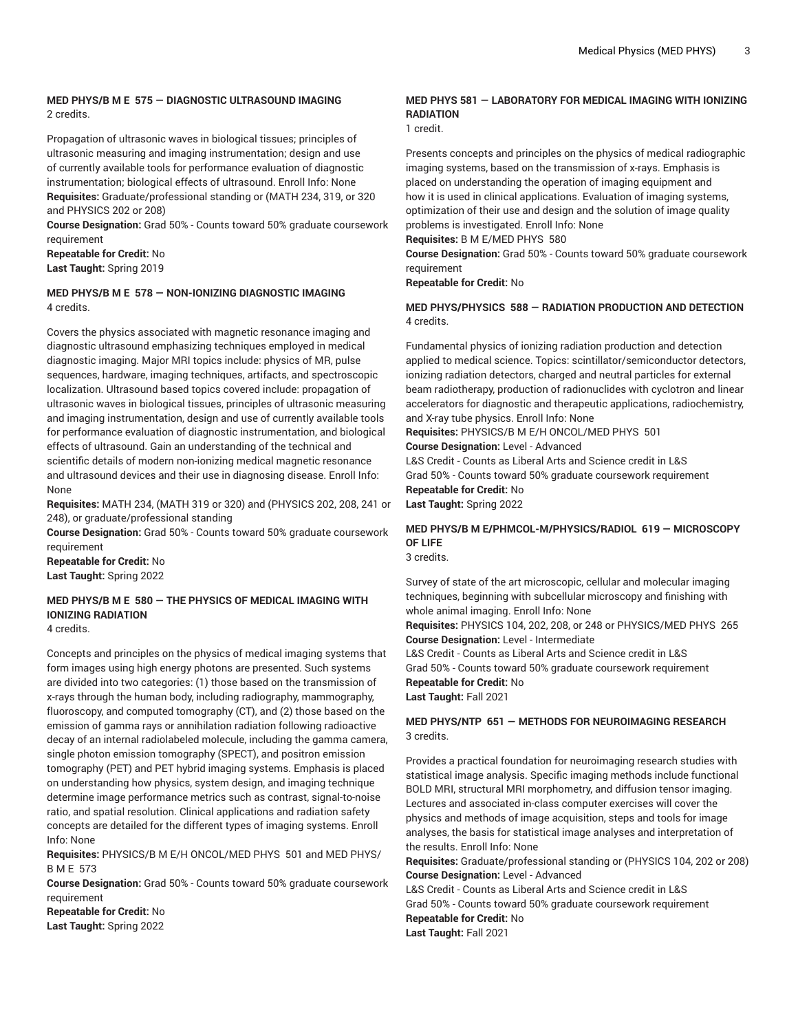**MED PHYS/B M E 575 — DIAGNOSTIC ULTRASOUND IMAGING**
2 credits.

Propagation of ultrasonic waves in biological tissues; principles of ultrasonic measuring and imaging instrumentation; design and use of currently available tools for performance evaluation of diagnostic instrumentation; biological effects of ultrasound. Enroll Info: None
**Requisites:** Graduate/professional standing or (MATH 234, 319, or 320 and PHYSICS 202 or 208)
**Course Designation:** Grad 50% - Counts toward 50% graduate coursework requirement
**Repeatable for Credit:** No
**Last Taught:** Spring 2019

**MED PHYS/B M E 578 — NON-IONIZING DIAGNOSTIC IMAGING**
4 credits.

Covers the physics associated with magnetic resonance imaging and diagnostic ultrasound emphasizing techniques employed in medical diagnostic imaging. Major MRI topics include: physics of MR, pulse sequences, hardware, imaging techniques, artifacts, and spectroscopic localization. Ultrasound based topics covered include: propagation of ultrasonic waves in biological tissues, principles of ultrasonic measuring and imaging instrumentation, design and use of currently available tools for performance evaluation of diagnostic instrumentation, and biological effects of ultrasound. Gain an understanding of the technical and scientific details of modern non-ionizing medical magnetic resonance and ultrasound devices and their use in diagnosing disease. Enroll Info: None
**Requisites:** MATH 234, (MATH 319 or 320) and (PHYSICS 202, 208, 241 or 248), or graduate/professional standing
**Course Designation:** Grad 50% - Counts toward 50% graduate coursework requirement
**Repeatable for Credit:** No
**Last Taught:** Spring 2022

**MED PHYS/B M E 580 — THE PHYSICS OF MEDICAL IMAGING WITH IONIZING RADIATION**
4 credits.

Concepts and principles on the physics of medical imaging systems that form images using high energy photons are presented. Such systems are divided into two categories: (1) those based on the transmission of x-rays through the human body, including radiography, mammography, fluoroscopy, and computed tomography (CT), and (2) those based on the emission of gamma rays or annihilation radiation following radioactive decay of an internal radiolabeled molecule, including the gamma camera, single photon emission tomography (SPECT), and positron emission tomography (PET) and PET hybrid imaging systems. Emphasis is placed on understanding how physics, system design, and imaging technique determine image performance metrics such as contrast, signal-to-noise ratio, and spatial resolution. Clinical applications and radiation safety concepts are detailed for the different types of imaging systems. Enroll Info: None
**Requisites:** PHYSICS/B M E/H ONCOL/MED PHYS 501 and MED PHYS/B M E 573
**Course Designation:** Grad 50% - Counts toward 50% graduate coursework requirement
**Repeatable for Credit:** No
**Last Taught:** Spring 2022

**MED PHYS 581 — LABORATORY FOR MEDICAL IMAGING WITH IONIZING RADIATION**
1 credit.

Presents concepts and principles on the physics of medical radiographic imaging systems, based on the transmission of x-rays. Emphasis is placed on understanding the operation of imaging equipment and how it is used in clinical applications. Evaluation of imaging systems, optimization of their use and design and the solution of image quality problems is investigated. Enroll Info: None
**Requisites:** B M E/MED PHYS 580
**Course Designation:** Grad 50% - Counts toward 50% graduate coursework requirement
**Repeatable for Credit:** No

**MED PHYS/PHYSICS 588 — RADIATION PRODUCTION AND DETECTION**
4 credits.

Fundamental physics of ionizing radiation production and detection applied to medical science. Topics: scintillator/semiconductor detectors, ionizing radiation detectors, charged and neutral particles for external beam radiotherapy, production of radionuclides with cyclotron and linear accelerators for diagnostic and therapeutic applications, radiochemistry, and X-ray tube physics. Enroll Info: None
**Requisites:** PHYSICS/B M E/H ONCOL/MED PHYS 501
**Course Designation:** Level - Advanced
L&S Credit - Counts as Liberal Arts and Science credit in L&S
Grad 50% - Counts toward 50% graduate coursework requirement
**Repeatable for Credit:** No
**Last Taught:** Spring 2022

**MED PHYS/B M E/PHMCOL-M/PHYSICS/RADIOL 619 — MICROSCOPY OF LIFE**
3 credits.

Survey of state of the art microscopic, cellular and molecular imaging techniques, beginning with subcellular microscopy and finishing with whole animal imaging. Enroll Info: None
**Requisites:** PHYSICS 104, 202, 208, or 248 or PHYSICS/MED PHYS 265
**Course Designation:** Level - Intermediate
L&S Credit - Counts as Liberal Arts and Science credit in L&S
Grad 50% - Counts toward 50% graduate coursework requirement
**Repeatable for Credit:** No
**Last Taught:** Fall 2021

**MED PHYS/NTP 651 — METHODS FOR NEUROIMAGING RESEARCH**
3 credits.

Provides a practical foundation for neuroimaging research studies with statistical image analysis. Specific imaging methods include functional BOLD MRI, structural MRI morphometry, and diffusion tensor imaging. Lectures and associated in-class computer exercises will cover the physics and methods of image acquisition, steps and tools for image analyses, the basis for statistical image analyses and interpretation of the results. Enroll Info: None
**Requisites:** Graduate/professional standing or (PHYSICS 104, 202 or 208)
**Course Designation:** Level - Advanced
L&S Credit - Counts as Liberal Arts and Science credit in L&S
Grad 50% - Counts toward 50% graduate coursework requirement
**Repeatable for Credit:** No
**Last Taught:** Fall 2021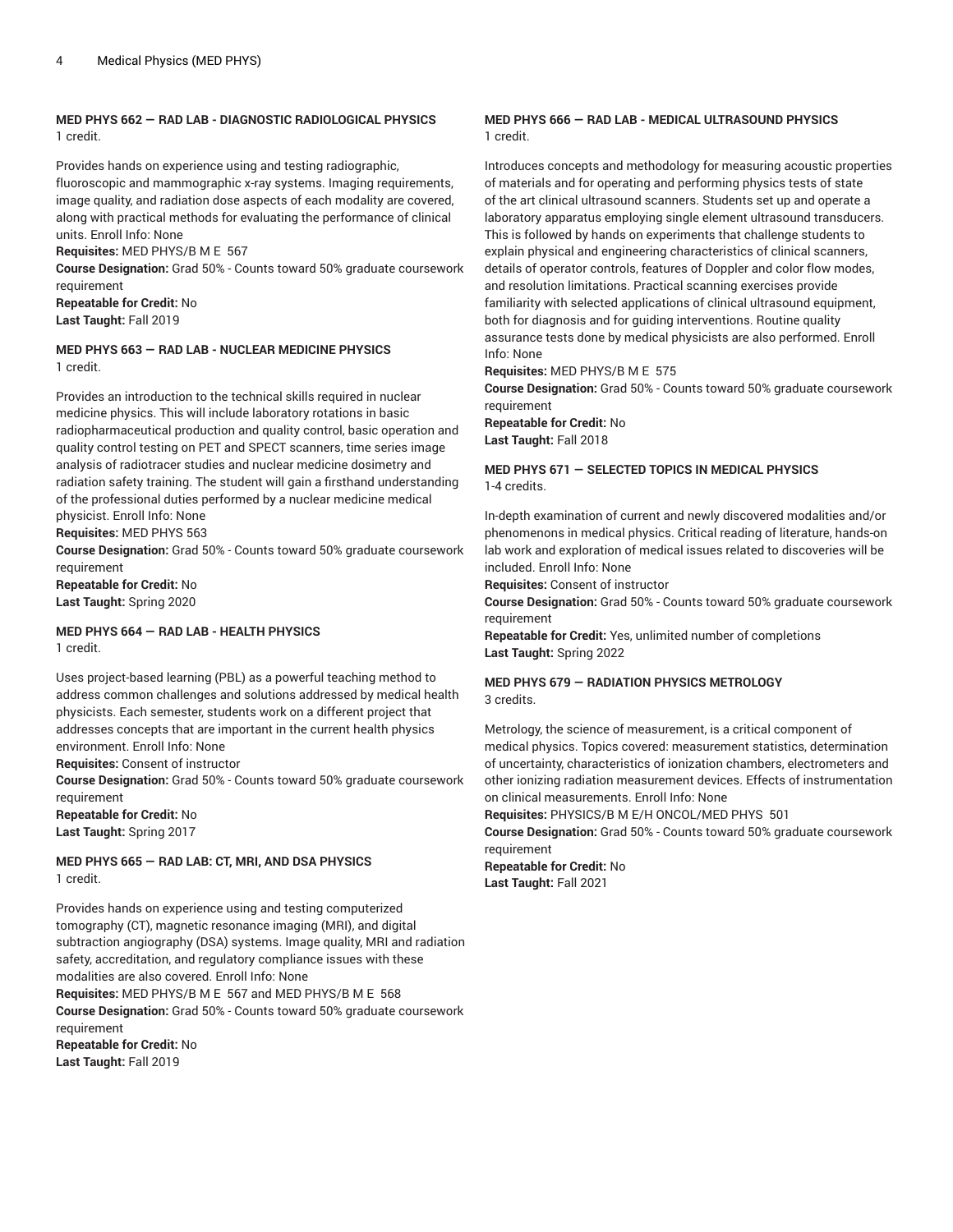**MED PHYS 662 — RAD LAB - DIAGNOSTIC RADIOLOGICAL PHYSICS**
1 credit.

Provides hands on experience using and testing radiographic, fluoroscopic and mammographic x-ray systems. Imaging requirements, image quality, and radiation dose aspects of each modality are covered, along with practical methods for evaluating the performance of clinical units. Enroll Info: None
**Requisites:** MED PHYS/B M E 567
**Course Designation:** Grad 50% - Counts toward 50% graduate coursework requirement
**Repeatable for Credit:** No
**Last Taught:** Fall 2019

**MED PHYS 663 — RAD LAB - NUCLEAR MEDICINE PHYSICS**
1 credit.

Provides an introduction to the technical skills required in nuclear medicine physics. This will include laboratory rotations in basic radiopharmaceutical production and quality control, basic operation and quality control testing on PET and SPECT scanners, time series image analysis of radiotracer studies and nuclear medicine dosimetry and radiation safety training. The student will gain a firsthand understanding of the professional duties performed by a nuclear medicine medical physicist. Enroll Info: None
**Requisites:** MED PHYS 563
**Course Designation:** Grad 50% - Counts toward 50% graduate coursework requirement
**Repeatable for Credit:** No
**Last Taught:** Spring 2020

**MED PHYS 664 — RAD LAB - HEALTH PHYSICS**
1 credit.

Uses project-based learning (PBL) as a powerful teaching method to address common challenges and solutions addressed by medical health physicists. Each semester, students work on a different project that addresses concepts that are important in the current health physics environment. Enroll Info: None
**Requisites:** Consent of instructor
**Course Designation:** Grad 50% - Counts toward 50% graduate coursework requirement
**Repeatable for Credit:** No
**Last Taught:** Spring 2017

**MED PHYS 665 — RAD LAB: CT, MRI, AND DSA PHYSICS**
1 credit.

Provides hands on experience using and testing computerized tomography (CT), magnetic resonance imaging (MRI), and digital subtraction angiography (DSA) systems. Image quality, MRI and radiation safety, accreditation, and regulatory compliance issues with these modalities are also covered. Enroll Info: None
**Requisites:** MED PHYS/B M E 567 and MED PHYS/B M E 568
**Course Designation:** Grad 50% - Counts toward 50% graduate coursework requirement
**Repeatable for Credit:** No
**Last Taught:** Fall 2019

**MED PHYS 666 — RAD LAB - MEDICAL ULTRASOUND PHYSICS**
1 credit.

Introduces concepts and methodology for measuring acoustic properties of materials and for operating and performing physics tests of state of the art clinical ultrasound scanners. Students set up and operate a laboratory apparatus employing single element ultrasound transducers. This is followed by hands on experiments that challenge students to explain physical and engineering characteristics of clinical scanners, details of operator controls, features of Doppler and color flow modes, and resolution limitations. Practical scanning exercises provide familiarity with selected applications of clinical ultrasound equipment, both for diagnosis and for guiding interventions. Routine quality assurance tests done by medical physicists are also performed. Enroll Info: None
**Requisites:** MED PHYS/B M E 575
**Course Designation:** Grad 50% - Counts toward 50% graduate coursework requirement
**Repeatable for Credit:** No
**Last Taught:** Fall 2018

**MED PHYS 671 — SELECTED TOPICS IN MEDICAL PHYSICS**
1-4 credits.

In-depth examination of current and newly discovered modalities and/or phenomenons in medical physics. Critical reading of literature, hands-on lab work and exploration of medical issues related to discoveries will be included. Enroll Info: None
**Requisites:** Consent of instructor
**Course Designation:** Grad 50% - Counts toward 50% graduate coursework requirement
**Repeatable for Credit:** Yes, unlimited number of completions
**Last Taught:** Spring 2022

**MED PHYS 679 — RADIATION PHYSICS METROLOGY**
3 credits.

Metrology, the science of measurement, is a critical component of medical physics. Topics covered: measurement statistics, determination of uncertainty, characteristics of ionization chambers, electrometers and other ionizing radiation measurement devices. Effects of instrumentation on clinical measurements. Enroll Info: None
**Requisites:** PHYSICS/B M E/H ONCOL/MED PHYS 501
**Course Designation:** Grad 50% - Counts toward 50% graduate coursework requirement
**Repeatable for Credit:** No
**Last Taught:** Fall 2021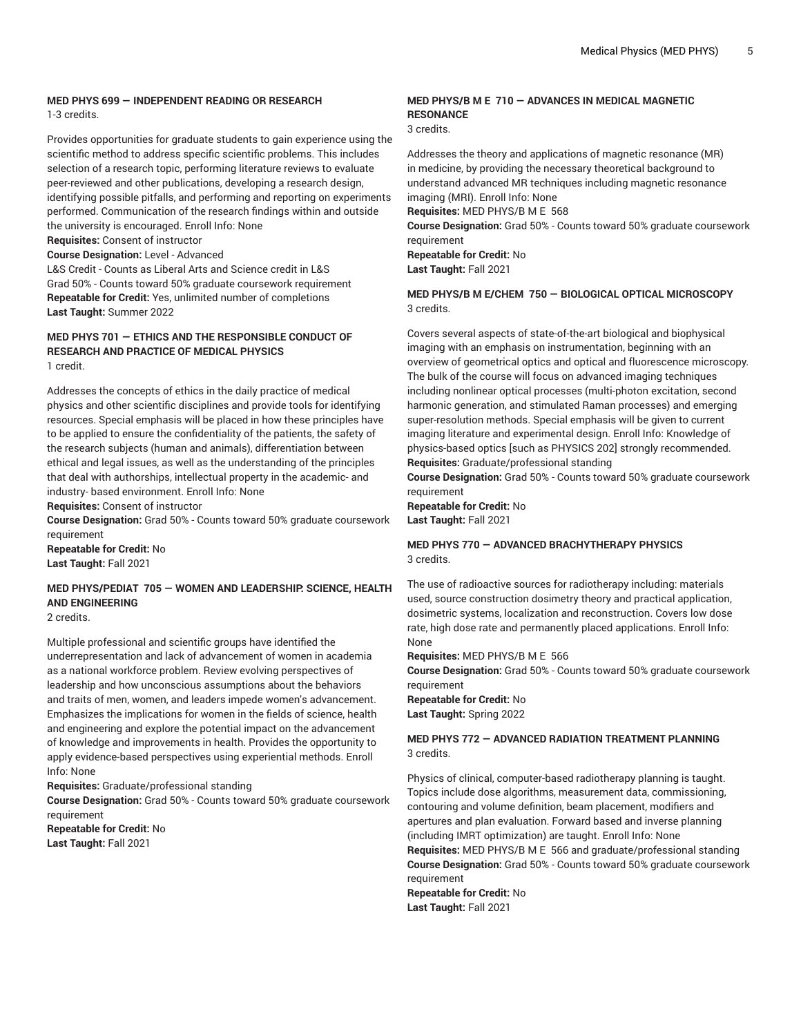#### MED PHYS 699 — INDEPENDENT READING OR RESEARCH

1-3 credits.

Provides opportunities for graduate students to gain experience using the scientific method to address specific scientific problems. This includes selection of a research topic, performing literature reviews to evaluate peer-reviewed and other publications, developing a research design, identifying possible pitfalls, and performing and reporting on experiments performed. Communication of the research findings within and outside the university is encouraged. Enroll Info: None

**Requisites:** Consent of instructor

**Course Designation:** Level - Advanced
L&S Credit - Counts as Liberal Arts and Science credit in L&S
Grad 50% - Counts toward 50% graduate coursework requirement

**Repeatable for Credit:** Yes, unlimited number of completions

**Last Taught:** Summer 2022

#### MED PHYS 701 — ETHICS AND THE RESPONSIBLE CONDUCT OF RESEARCH AND PRACTICE OF MEDICAL PHYSICS

1 credit.

Addresses the concepts of ethics in the daily practice of medical physics and other scientific disciplines and provide tools for identifying resources. Special emphasis will be placed in how these principles have to be applied to ensure the confidentiality of the patients, the safety of the research subjects (human and animals), differentiation between ethical and legal issues, as well as the understanding of the principles that deal with authorships, intellectual property in the academic- and industry- based environment. Enroll Info: None

**Requisites:** Consent of instructor

**Course Designation:** Grad 50% - Counts toward 50% graduate coursework requirement

**Repeatable for Credit:** No

**Last Taught:** Fall 2021

#### MED PHYS/PEDIAT 705 — WOMEN AND LEADERSHIP: SCIENCE, HEALTH AND ENGINEERING

2 credits.

Multiple professional and scientific groups have identified the underrepresentation and lack of advancement of women in academia as a national workforce problem. Review evolving perspectives of leadership and how unconscious assumptions about the behaviors and traits of men, women, and leaders impede women's advancement. Emphasizes the implications for women in the fields of science, health and engineering and explore the potential impact on the advancement of knowledge and improvements in health. Provides the opportunity to apply evidence-based perspectives using experiential methods. Enroll Info: None

**Requisites:** Graduate/professional standing

**Course Designation:** Grad 50% - Counts toward 50% graduate coursework requirement

**Repeatable for Credit:** No

**Last Taught:** Fall 2021

#### MED PHYS/B M E 710 — ADVANCES IN MEDICAL MAGNETIC RESONANCE

3 credits.

Addresses the theory and applications of magnetic resonance (MR) in medicine, by providing the necessary theoretical background to understand advanced MR techniques including magnetic resonance imaging (MRI). Enroll Info: None

**Requisites:** MED PHYS/B M E 568

**Course Designation:** Grad 50% - Counts toward 50% graduate coursework requirement

**Repeatable for Credit:** No

**Last Taught:** Fall 2021

#### MED PHYS/B M E/CHEM 750 — BIOLOGICAL OPTICAL MICROSCOPY

3 credits.

Covers several aspects of state-of-the-art biological and biophysical imaging with an emphasis on instrumentation, beginning with an overview of geometrical optics and optical and fluorescence microscopy. The bulk of the course will focus on advanced imaging techniques including nonlinear optical processes (multi-photon excitation, second harmonic generation, and stimulated Raman processes) and emerging super-resolution methods. Special emphasis will be given to current imaging literature and experimental design. Enroll Info: Knowledge of physics-based optics [such as PHYSICS 202] strongly recommended.

**Requisites:** Graduate/professional standing

**Course Designation:** Grad 50% - Counts toward 50% graduate coursework requirement

**Repeatable for Credit:** No

**Last Taught:** Fall 2021

#### MED PHYS 770 — ADVANCED BRACHYTHERAPY PHYSICS

3 credits.

The use of radioactive sources for radiotherapy including: materials used, source construction dosimetry theory and practical application, dosimetric systems, localization and reconstruction. Covers low dose rate, high dose rate and permanently placed applications. Enroll Info: None

**Requisites:** MED PHYS/B M E 566

**Course Designation:** Grad 50% - Counts toward 50% graduate coursework requirement

**Repeatable for Credit:** No

**Last Taught:** Spring 2022

#### MED PHYS 772 — ADVANCED RADIATION TREATMENT PLANNING

3 credits.

Physics of clinical, computer-based radiotherapy planning is taught. Topics include dose algorithms, measurement data, commissioning, contouring and volume definition, beam placement, modifiers and apertures and plan evaluation. Forward based and inverse planning (including IMRT optimization) are taught. Enroll Info: None

**Requisites:** MED PHYS/B M E 566 and graduate/professional standing

**Course Designation:** Grad 50% - Counts toward 50% graduate coursework requirement

**Repeatable for Credit:** No

**Last Taught:** Fall 2021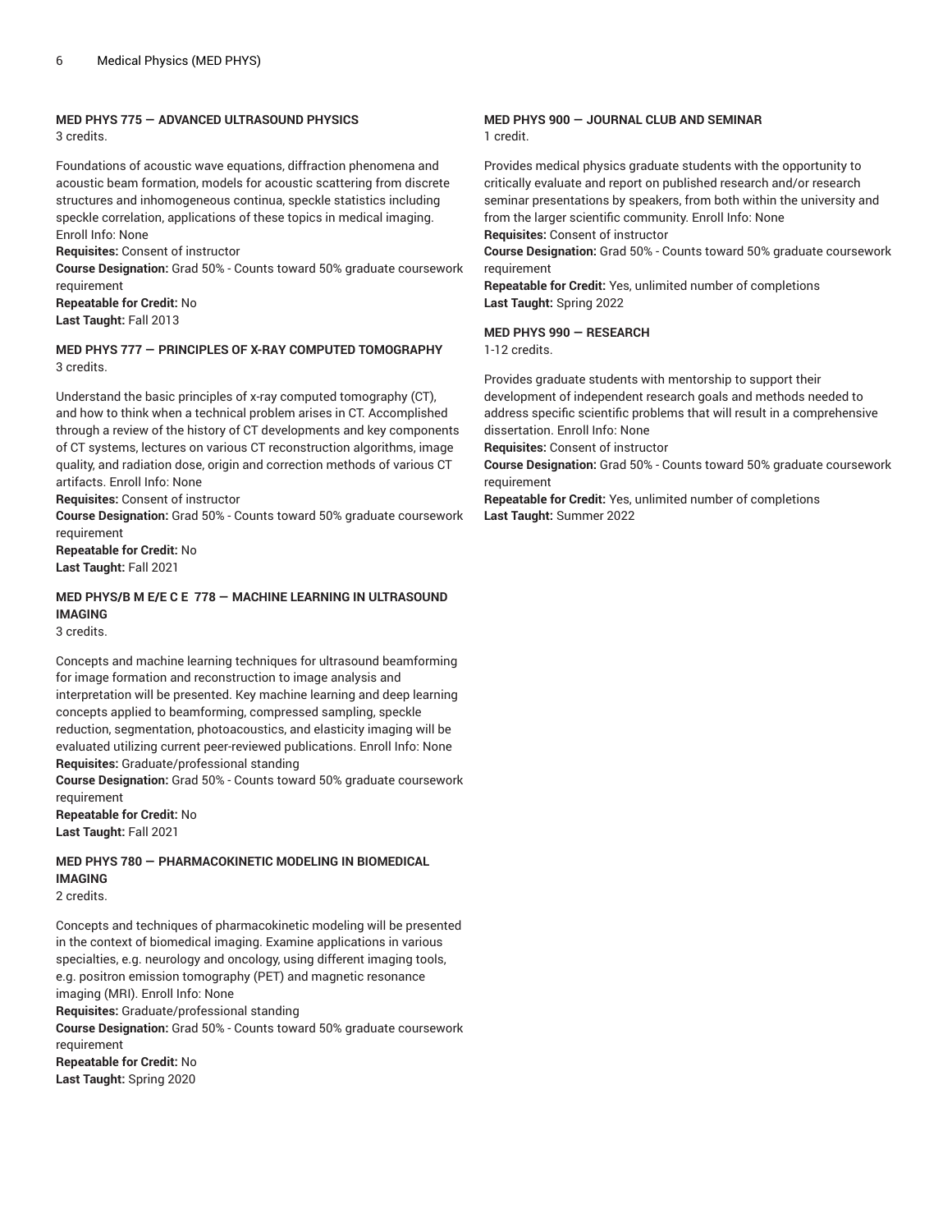#### MED PHYS 775 — ADVANCED ULTRASOUND PHYSICS
3 credits.

Foundations of acoustic wave equations, diffraction phenomena and acoustic beam formation, models for acoustic scattering from discrete structures and inhomogeneous continua, speckle statistics including speckle correlation, applications of these topics in medical imaging. Enroll Info: None
**Requisites:** Consent of instructor
**Course Designation:** Grad 50% - Counts toward 50% graduate coursework requirement
**Repeatable for Credit:** No
**Last Taught:** Fall 2013

#### MED PHYS 777 — PRINCIPLES OF X-RAY COMPUTED TOMOGRAPHY
3 credits.

Understand the basic principles of x-ray computed tomography (CT), and how to think when a technical problem arises in CT. Accomplished through a review of the history of CT developments and key components of CT systems, lectures on various CT reconstruction algorithms, image quality, and radiation dose, origin and correction methods of various CT artifacts. Enroll Info: None
**Requisites:** Consent of instructor
**Course Designation:** Grad 50% - Counts toward 50% graduate coursework requirement
**Repeatable for Credit:** No
**Last Taught:** Fall 2021

#### MED PHYS/B M E/E C E 778 — MACHINE LEARNING IN ULTRASOUND IMAGING
3 credits.

Concepts and machine learning techniques for ultrasound beamforming for image formation and reconstruction to image analysis and interpretation will be presented. Key machine learning and deep learning concepts applied to beamforming, compressed sampling, speckle reduction, segmentation, photoacoustics, and elasticity imaging will be evaluated utilizing current peer-reviewed publications. Enroll Info: None
**Requisites:** Graduate/professional standing
**Course Designation:** Grad 50% - Counts toward 50% graduate coursework requirement
**Repeatable for Credit:** No
**Last Taught:** Fall 2021

#### MED PHYS 780 — PHARMACOKINETIC MODELING IN BIOMEDICAL IMAGING
2 credits.

Concepts and techniques of pharmacokinetic modeling will be presented in the context of biomedical imaging. Examine applications in various specialties, e.g. neurology and oncology, using different imaging tools, e.g. positron emission tomography (PET) and magnetic resonance imaging (MRI). Enroll Info: None
**Requisites:** Graduate/professional standing
**Course Designation:** Grad 50% - Counts toward 50% graduate coursework requirement
**Repeatable for Credit:** No
**Last Taught:** Spring 2020

#### MED PHYS 900 — JOURNAL CLUB AND SEMINAR
1 credit.

Provides medical physics graduate students with the opportunity to critically evaluate and report on published research and/or research seminar presentations by speakers, from both within the university and from the larger scientific community. Enroll Info: None
**Requisites:** Consent of instructor
**Course Designation:** Grad 50% - Counts toward 50% graduate coursework requirement
**Repeatable for Credit:** Yes, unlimited number of completions
**Last Taught:** Spring 2022

#### MED PHYS 990 — RESEARCH
1-12 credits.

Provides graduate students with mentorship to support their development of independent research goals and methods needed to address specific scientific problems that will result in a comprehensive dissertation. Enroll Info: None
**Requisites:** Consent of instructor
**Course Designation:** Grad 50% - Counts toward 50% graduate coursework requirement
**Repeatable for Credit:** Yes, unlimited number of completions
**Last Taught:** Summer 2022